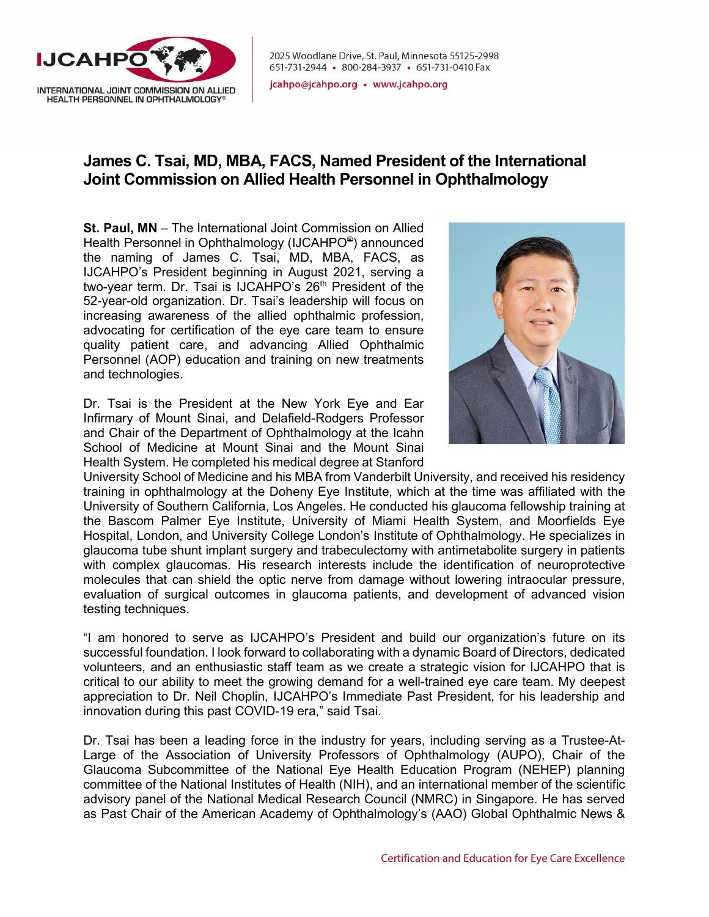2025 Woodlane Drive, St. Paul, Minnesota 55125-2998
651-731-2944 • 800-284-3937 • 651-731-0410 Fax
jcahpo@jcahpo.org • www.jcahpo.org

# James C. Tsai, MD, MBA, FACS, Named President of the International Joint Commission on Allied Health Personnel in Ophthalmology

**St. Paul, MN** – The International Joint Commission on Allied Health Personnel in Ophthalmology (IJCAHPO®) announced the naming of James C. Tsai, MD, MBA, FACS, as IJCAHPO's President beginning in August 2021, serving a two-year term. Dr. Tsai is IJCAHPO's 26th President of the 52-year-old organization. Dr. Tsai's leadership will focus on increasing awareness of the allied ophthalmic profession, advocating for certification of the eye care team to ensure quality patient care, and advancing Allied Ophthalmic Personnel (AOP) education and training on new treatments and technologies.

Dr. Tsai is the President at the New York Eye and Ear Infirmary of Mount Sinai, and Delafield-Rodgers Professor and Chair of the Department of Ophthalmology at the Icahn School of Medicine at Mount Sinai and the Mount Sinai Health System. He completed his medical degree at Stanford University School of Medicine and his MBA from Vanderbilt University, and received his residency training in ophthalmology at the Doheny Eye Institute, which at the time was affiliated with the University of Southern California, Los Angeles. He conducted his glaucoma fellowship training at the Bascom Palmer Eye Institute, University of Miami Health System, and Moorfields Eye Hospital, London, and University College London's Institute of Ophthalmology. He specializes in glaucoma tube shunt implant surgery and trabeculectomy with antimetabolite surgery in patients with complex glaucomas. His research interests include the identification of neuroprotective molecules that can shield the optic nerve from damage without lowering intraocular pressure, evaluation of surgical outcomes in glaucoma patients, and development of advanced vision testing techniques.

"I am honored to serve as IJCAHPO's President and build our organization's future on its successful foundation. I look forward to collaborating with a dynamic Board of Directors, dedicated volunteers, and an enthusiastic staff team as we create a strategic vision for IJCAHPO that is critical to our ability to meet the growing demand for a well-trained eye care team. My deepest appreciation to Dr. Neil Choplin, IJCAHPO's Immediate Past President, for his leadership and innovation during this past COVID-19 era," said Tsai.

Dr. Tsai has been a leading force in the industry for years, including serving as a Trustee-At-Large of the Association of University Professors of Ophthalmology (AUPO), Chair of the Glaucoma Subcommittee of the National Eye Health Education Program (NEHEP) planning committee of the National Institutes of Health (NIH), and an international member of the scientific advisory panel of the National Medical Research Council (NMRC) in Singapore. He has served as Past Chair of the American Academy of Ophthalmology's (AAO) Global Ophthalmic News &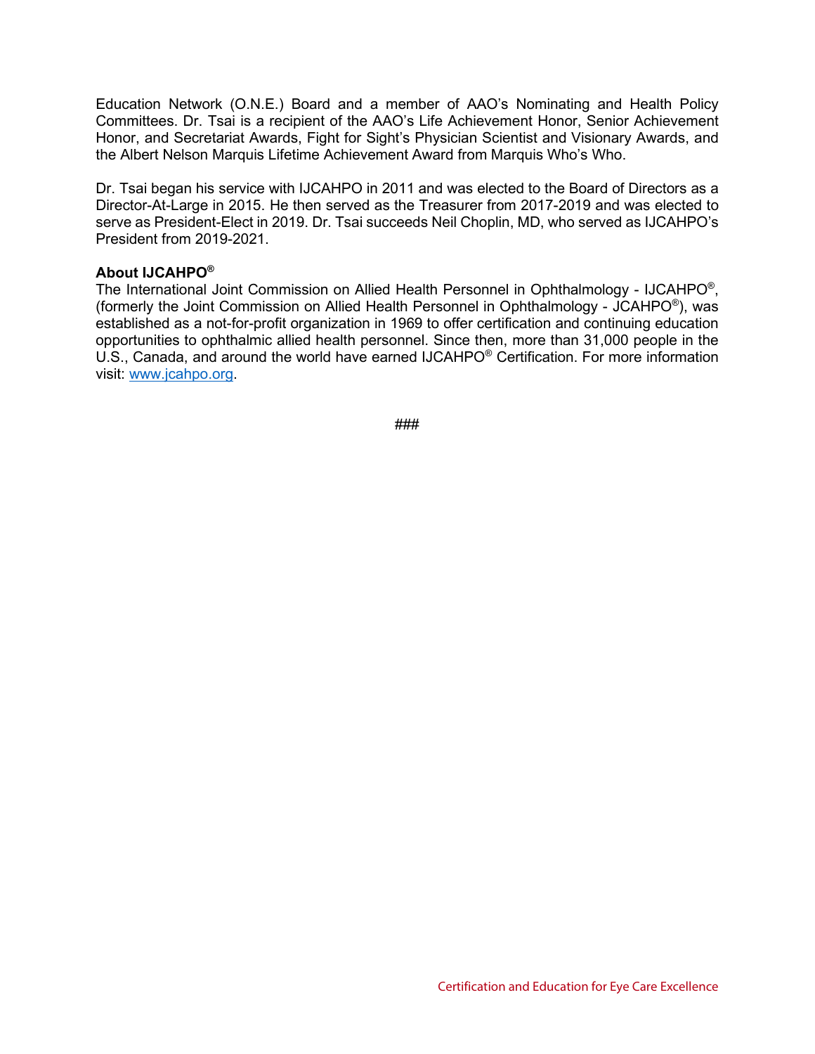Education Network (O.N.E.) Board and a member of AAO's Nominating and Health Policy Committees. Dr. Tsai is a recipient of the AAO's Life Achievement Honor, Senior Achievement Honor, and Secretariat Awards, Fight for Sight's Physician Scientist and Visionary Awards, and the Albert Nelson Marquis Lifetime Achievement Award from Marquis Who's Who.

Dr. Tsai began his service with IJCAHPO in 2011 and was elected to the Board of Directors as a Director-At-Large in 2015. He then served as the Treasurer from 2017-2019 and was elected to serve as President-Elect in 2019. Dr. Tsai succeeds Neil Choplin, MD, who served as IJCAHPO's President from 2019-2021.

**About IJCAHPO®**

The International Joint Commission on Allied Health Personnel in Ophthalmology - IJCAHPO®, (formerly the Joint Commission on Allied Health Personnel in Ophthalmology - JCAHPO®), was established as a not-for-profit organization in 1969 to offer certification and continuing education opportunities to ophthalmic allied health personnel. Since then, more than 31,000 people in the U.S., Canada, and around the world have earned IJCAHPO® Certification. For more information visit: www.jcahpo.org.

###

Certification and Education for Eye Care Excellence